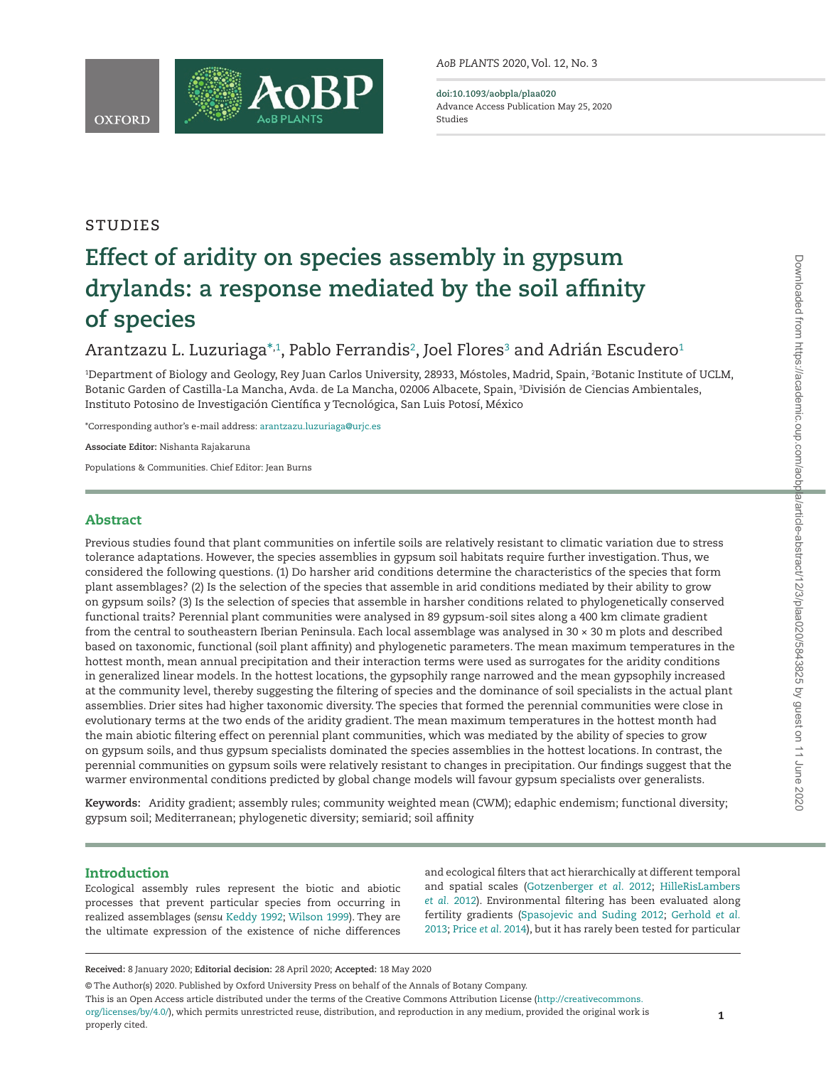STUDIES

# Effect of aridity on species assembly in gypsum drylands: a response mediated by the soil affinity of species

Arantzazu L. Luzuriaga[*,1], Pablo Ferrandis[2], Joel Flores[3] and Adrián Escudero[1]

[1]Department of Biology and Geology, Rey Juan Carlos University, 28933, Móstoles, Madrid, Spain, [2]Botanic Institute of UCLM, Botanic Garden of Castilla-La Mancha, Avda. de La Mancha, 02006 Albacete, Spain, [3]División de Ciencias Ambientales, Instituto Potosino de Investigación Científica y Tecnológica, San Luis Potosí, México

*Corresponding author's e-mail address: arantzazu.luzuriaga@urjc.es

**Associate Editor:** Nishanta Rajakaruna

Populations & Communities. Chief Editor: Jean Burns

## Abstract

Previous studies found that plant communities on infertile soils are relatively resistant to climatic variation due to stress tolerance adaptations. However, the species assemblies in gypsum soil habitats require further investigation. Thus, we considered the following questions. (1) Do harsher arid conditions determine the characteristics of the species that form plant assemblages? (2) Is the selection of the species that assemble in arid conditions mediated by their ability to grow on gypsum soils? (3) Is the selection of species that assemble in harsher conditions related to phylogenetically conserved functional traits? Perennial plant communities were analysed in 89 gypsum-soil sites along a 400 km climate gradient from the central to southeastern Iberian Peninsula. Each local assemblage was analysed in 30 × 30 m plots and described based on taxonomic, functional (soil plant affinity) and phylogenetic parameters. The mean maximum temperatures in the hottest month, mean annual precipitation and their interaction terms were used as surrogates for the aridity conditions in generalized linear models. In the hottest locations, the gypsophily range narrowed and the mean gypsophily increased at the community level, thereby suggesting the filtering of species and the dominance of soil specialists in the actual plant assemblies. Drier sites had higher taxonomic diversity. The species that formed the perennial communities were close in evolutionary terms at the two ends of the aridity gradient. The mean maximum temperatures in the hottest month had the main abiotic filtering effect on perennial plant communities, which was mediated by the ability of species to grow on gypsum soils, and thus gypsum specialists dominated the species assemblies in the hottest locations. In contrast, the perennial communities on gypsum soils were relatively resistant to changes in precipitation. Our findings suggest that the warmer environmental conditions predicted by global change models will favour gypsum specialists over generalists.

**Keywords:** Aridity gradient; assembly rules; community weighted mean (CWM); edaphic endemism; functional diversity; gypsum soil; Mediterranean; phylogenetic diversity; semiarid; soil affinity

## Introduction

Ecological assembly rules represent the biotic and abiotic processes that prevent particular species from occurring in realized assemblages (*sensu* Keddy 1992; Wilson 1999). They are the ultimate expression of the existence of niche differences and ecological filters that act hierarchically at different temporal and spatial scales (Gotzenberger *et al.* 2012; HilleRisLambers *et al.* 2012). Environmental filtering has been evaluated along fertility gradients (Spasojevic and Suding 2012; Gerhold *et al.* 2013; Price *et al.* 2014), but it has rarely been tested for particular

**Received:** 8 January 2020; **Editorial decision:** 28 April 2020; **Accepted:** 18 May 2020

© The Author(s) 2020. Published by Oxford University Press on behalf of the Annals of Botany Company.
This is an Open Access article distributed under the terms of the Creative Commons Attribution License (http://creativecommons.org/licenses/by/4.0/), which permits unrestricted reuse, distribution, and reproduction in any medium, provided the original work is properly cited.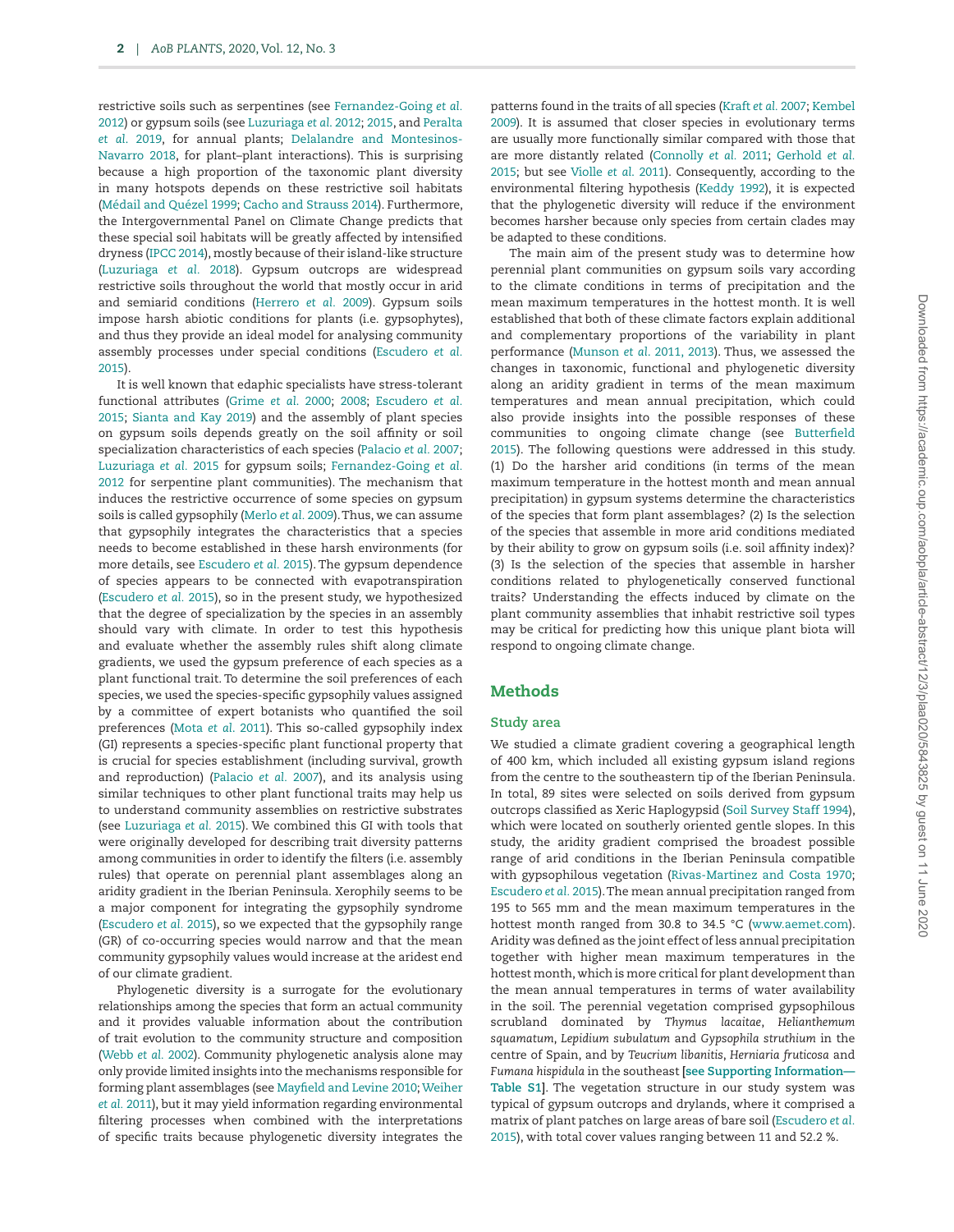restrictive soils such as serpentines (see Fernandez-Going *et al.* 2012) or gypsum soils (see Luzuriaga *et al.* 2012; 2015, and Peralta *et al.* 2019, for annual plants; Delalandre and Montesinos-Navarro 2018, for plant–plant interactions). This is surprising because a high proportion of the taxonomic plant diversity in many hotspots depends on these restrictive soil habitats (Médail and Quézel 1999; Cacho and Strauss 2014). Furthermore, the Intergovernmental Panel on Climate Change predicts that these special soil habitats will be greatly affected by intensified dryness (IPCC 2014), mostly because of their island-like structure (Luzuriaga *et al.* 2018). Gypsum outcrops are widespread restrictive soils throughout the world that mostly occur in arid and semiarid conditions (Herrero *et al.* 2009). Gypsum soils impose harsh abiotic conditions for plants (i.e. gypsophytes), and thus they provide an ideal model for analysing community assembly processes under special conditions (Escudero *et al.* 2015).

It is well known that edaphic specialists have stress-tolerant functional attributes (Grime *et al.* 2000; 2008; Escudero *et al.* 2015; Sianta and Kay 2019) and the assembly of plant species on gypsum soils depends greatly on the soil affinity or soil specialization characteristics of each species (Palacio *et al.* 2007; Luzuriaga *et al.* 2015 for gypsum soils; Fernandez-Going *et al.* 2012 for serpentine plant communities). The mechanism that induces the restrictive occurrence of some species on gypsum soils is called gypsophily (Merlo *et al.* 2009). Thus, we can assume that gypsophily integrates the characteristics that a species needs to become established in these harsh environments (for more details, see Escudero *et al.* 2015). The gypsum dependence of species appears to be connected with evapotranspiration (Escudero *et al.* 2015), so in the present study, we hypothesized that the degree of specialization by the species in an assembly should vary with climate. In order to test this hypothesis and evaluate whether the assembly rules shift along climate gradients, we used the gypsum preference of each species as a plant functional trait. To determine the soil preferences of each species, we used the species-specific gypsophily values assigned by a committee of expert botanists who quantified the soil preferences (Mota *et al.* 2011). This so-called gypsophily index (GI) represents a species-specific plant functional property that is crucial for species establishment (including survival, growth and reproduction) (Palacio *et al.* 2007), and its analysis using similar techniques to other plant functional traits may help us to understand community assemblies on restrictive substrates (see Luzuriaga *et al.* 2015). We combined this GI with tools that were originally developed for describing trait diversity patterns among communities in order to identify the filters (i.e. assembly rules) that operate on perennial plant assemblages along an aridity gradient in the Iberian Peninsula. Xerophily seems to be a major component for integrating the gypsophily syndrome (Escudero *et al.* 2015), so we expected that the gypsophily range (GR) of co-occurring species would narrow and that the mean community gypsophily values would increase at the aridest end of our climate gradient.

Phylogenetic diversity is a surrogate for the evolutionary relationships among the species that form an actual community and it provides valuable information about the contribution of trait evolution to the community structure and composition (Webb *et al.* 2002). Community phylogenetic analysis alone may only provide limited insights into the mechanisms responsible for forming plant assemblages (see Mayfield and Levine 2010; Weiher *et al.* 2011), but it may yield information regarding environmental filtering processes when combined with the interpretations of specific traits because phylogenetic diversity integrates the patterns found in the traits of all species (Kraft *et al.* 2007; Kembel 2009). It is assumed that closer species in evolutionary terms are usually more functionally similar compared with those that are more distantly related (Connolly *et al.* 2011; Gerhold *et al.* 2015; but see Violle *et al.* 2011). Consequently, according to the environmental filtering hypothesis (Keddy 1992), it is expected that the phylogenetic diversity will reduce if the environment becomes harsher because only species from certain clades may be adapted to these conditions.

The main aim of the present study was to determine how perennial plant communities on gypsum soils vary according to the climate conditions in terms of precipitation and the mean maximum temperatures in the hottest month. It is well established that both of these climate factors explain additional and complementary proportions of the variability in plant performance (Munson *et al.* 2011, 2013). Thus, we assessed the changes in taxonomic, functional and phylogenetic diversity along an aridity gradient in terms of the mean maximum temperatures and mean annual precipitation, which could also provide insights into the possible responses of these communities to ongoing climate change (see Butterfield 2015). The following questions were addressed in this study. (1) Do the harsher arid conditions (in terms of the mean maximum temperature in the hottest month and mean annual precipitation) in gypsum systems determine the characteristics of the species that form plant assemblages? (2) Is the selection of the species that assemble in more arid conditions mediated by their ability to grow on gypsum soils (i.e. soil affinity index)? (3) Is the selection of the species that assemble in harsher conditions related to phylogenetically conserved functional traits? Understanding the effects induced by climate on the plant community assemblies that inhabit restrictive soil types may be critical for predicting how this unique plant biota will respond to ongoing climate change.

## Methods

### Study area

We studied a climate gradient covering a geographical length of 400 km, which included all existing gypsum island regions from the centre to the southeastern tip of the Iberian Peninsula. In total, 89 sites were selected on soils derived from gypsum outcrops classified as Xeric Haplogypsid (Soil Survey Staff 1994), which were located on southerly oriented gentle slopes. In this study, the aridity gradient comprised the broadest possible range of arid conditions in the Iberian Peninsula compatible with gypsophilous vegetation (Rivas-Martinez and Costa 1970; Escudero *et al.* 2015). The mean annual precipitation ranged from 195 to 565 mm and the mean maximum temperatures in the hottest month ranged from 30.8 to 34.5 °C (www.aemet.com). Aridity was defined as the joint effect of less annual precipitation together with higher mean maximum temperatures in the hottest month, which is more critical for plant development than the mean annual temperatures in terms of water availability in the soil. The perennial vegetation comprised gypsophilous scrubland dominated by *Thymus lacaitae*, *Helianthemum squamatum*, *Lepidium subulatum* and *Gypsophila struthium* in the centre of Spain, and by *Teucrium libanitis*, *Herniaria fruticosa* and *Fumana hispidula* in the southeast [**see Supporting Information—Table S1**]. The vegetation structure in our study system was typical of gypsum outcrops and drylands, where it comprised a matrix of plant patches on large areas of bare soil (Escudero *et al.* 2015), with total cover values ranging between 11 and 52.2 %.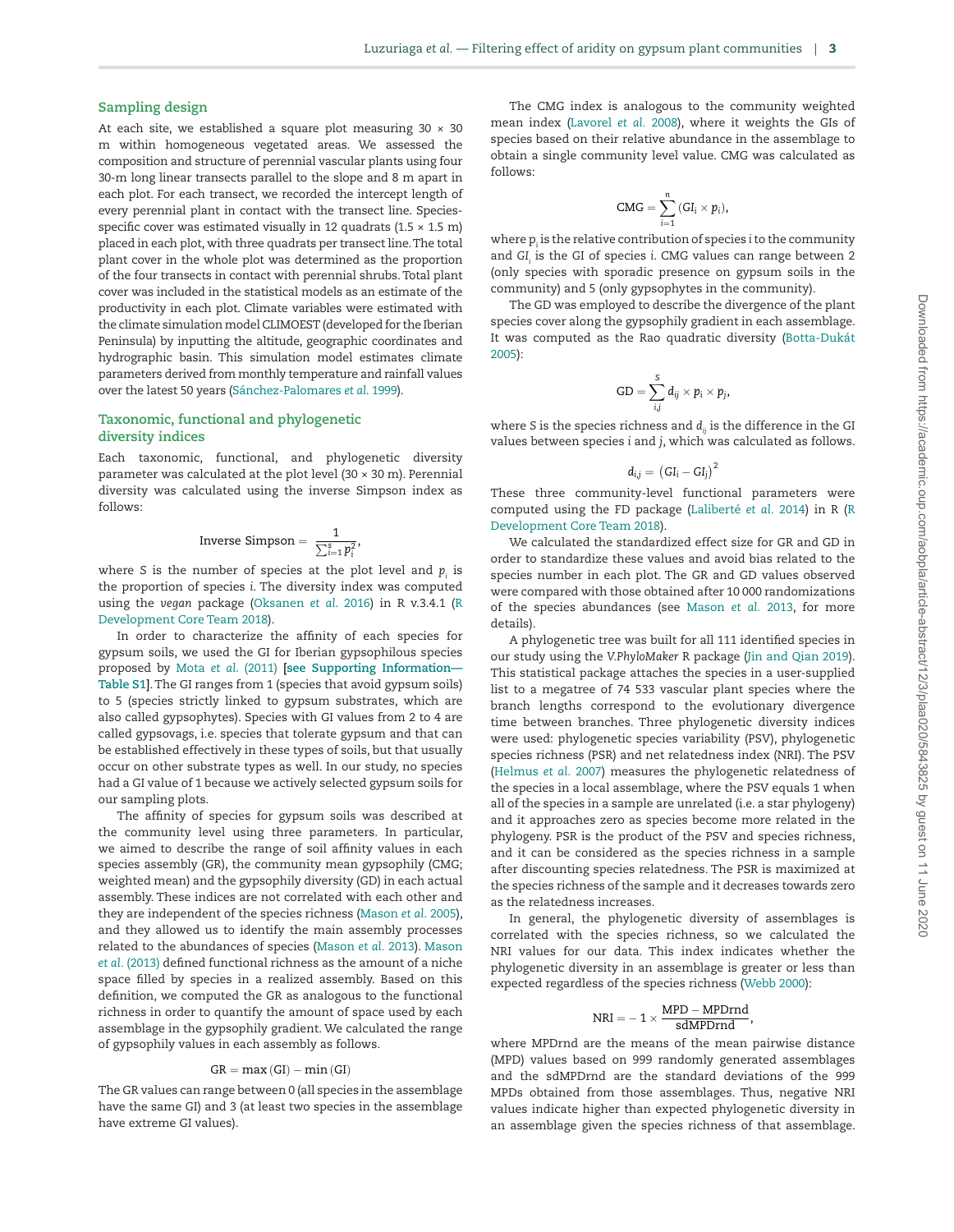## Sampling design

At each site, we established a square plot measuring 30 × 30 m within homogeneous vegetated areas. We assessed the composition and structure of perennial vascular plants using four 30-m long linear transects parallel to the slope and 8 m apart in each plot. For each transect, we recorded the intercept length of every perennial plant in contact with the transect line. Species-specific cover was estimated visually in 12 quadrats (1.5 × 1.5 m) placed in each plot, with three quadrats per transect line. The total plant cover in the whole plot was determined as the proportion of the four transects in contact with perennial shrubs. Total plant cover was included in the statistical models as an estimate of the productivity in each plot. Climate variables were estimated with the climate simulation model CLIMOEST (developed for the Iberian Peninsula) by inputting the altitude, geographic coordinates and hydrographic basin. This simulation model estimates climate parameters derived from monthly temperature and rainfall values over the latest 50 years (Sánchez-Palomares *et al.* 1999).

## Taxonomic, functional and phylogenetic diversity indices

Each taxonomic, functional, and phylogenetic diversity parameter was calculated at the plot level (30 × 30 m). Perennial diversity was calculated using the inverse Simpson index as follows:

$$\text{Inverse Simpson} = \frac{1}{\sum_{i=1}^{s} p_i^2},$$

where S is the number of species at the plot level and $p_i$ is the proportion of species *i*. The diversity index was computed using the *vegan* package (Oksanen *et al.* 2016) in R v.3.4.1 (R Development Core Team 2018).

In order to characterize the affinity of each species for gypsum soils, we used the GI for Iberian gypsophilous species proposed by Mota *et al.* (2011) **[see Supporting Information—Table S1]**. The GI ranges from 1 (species that avoid gypsum soils) to 5 (species strictly linked to gypsum substrates, which are also called gypsophytes). Species with GI values from 2 to 4 are called gypsovags, i.e. species that tolerate gypsum and that can be established effectively in these types of soils, but that usually occur on other substrate types as well. In our study, no species had a GI value of 1 because we actively selected gypsum soils for our sampling plots.

The affinity of species for gypsum soils was described at the community level using three parameters. In particular, we aimed to describe the range of soil affinity values in each species assembly (GR), the community mean gypsophily (CMG; weighted mean) and the gypsophily diversity (GD) in each actual assembly. These indices are not correlated with each other and they are independent of the species richness (Mason *et al.* 2005), and they allowed us to identify the main assembly processes related to the abundances of species (Mason *et al.* 2013). Mason *et al.* (2013) defined functional richness as the amount of a niche space filled by species in a realized assembly. Based on this definition, we computed the GR as analogous to the functional richness in order to quantify the amount of space used by each assemblage in the gypsophily gradient. We calculated the range of gypsophily values in each assembly as follows.

$$\text{GR} = \max(\text{GI}) - \min(\text{GI})$$

The GR values can range between 0 (all species in the assemblage have the same GI) and 3 (at least two species in the assemblage have extreme GI values).

The CMG index is analogous to the community weighted mean index (Lavorel *et al.* 2008), where it weights the GIs of species based on their relative abundance in the assemblage to obtain a single community level value. CMG was calculated as follows:

$$\text{CMG} = \sum_{i=1}^{n} (\text{GI}_i \times p_i),$$

where $p_i$ is the relative contribution of species *i* to the community and $GI_i$ is the GI of species *i*. CMG values can range between 2 (only species with sporadic presence on gypsum soils in the community) and 5 (only gypsophytes in the community).

The GD was employed to describe the divergence of the plant species cover along the gypsophily gradient in each assemblage. It was computed as the Rao quadratic diversity (Botta-Dukát 2005):

$$\text{GD} = \sum_{i,j}^{S} d_{ij} \times p_i \times p_j,$$

where *S* is the species richness and $d_{ij}$ is the difference in the GI values between species *i* and *j*, which was calculated as follows.

$$d_{i,j} = (\text{GI}_i - \text{GI}_j)^2$$

These three community-level functional parameters were computed using the FD package (Laliberté *et al.* 2014) in R (R Development Core Team 2018).

We calculated the standardized effect size for GR and GD in order to standardize these values and avoid bias related to the species number in each plot. The GR and GD values observed were compared with those obtained after 10 000 randomizations of the species abundances (see Mason *et al.* 2013, for more details).

A phylogenetic tree was built for all 111 identified species in our study using the *V.PhyloMaker* R package (Jin and Qian 2019). This statistical package attaches the species in a user-supplied list to a megatree of 74 533 vascular plant species where the branch lengths correspond to the evolutionary divergence time between branches. Three phylogenetic diversity indices were used: phylogenetic species variability (PSV), phylogenetic species richness (PSR) and net relatedness index (NRI). The PSV (Helmus *et al.* 2007) measures the phylogenetic relatedness of the species in a local assemblage, where the PSV equals 1 when all of the species in a sample are unrelated (i.e. a star phylogeny) and it approaches zero as species become more related in the phylogeny. PSR is the product of the PSV and species richness, and it can be considered as the species richness in a sample after discounting species relatedness. The PSR is maximized at the species richness of the sample and it decreases towards zero as the relatedness increases.

In general, the phylogenetic diversity of assemblages is correlated with the species richness, so we calculated the NRI values for our data. This index indicates whether the phylogenetic diversity in an assemblage is greater or less than expected regardless of the species richness (Webb 2000):

$$\text{NRI} = -1 \times \frac{\text{MPD} - \text{MPDrnd}}{\text{sdMPDrnd}},$$

where MPDrnd are the means of the mean pairwise distance (MPD) values based on 999 randomly generated assemblages and the sdMPDrnd are the standard deviations of the 999 MPDs obtained from those assemblages. Thus, negative NRI values indicate higher than expected phylogenetic diversity in an assemblage given the species richness of that assemblage.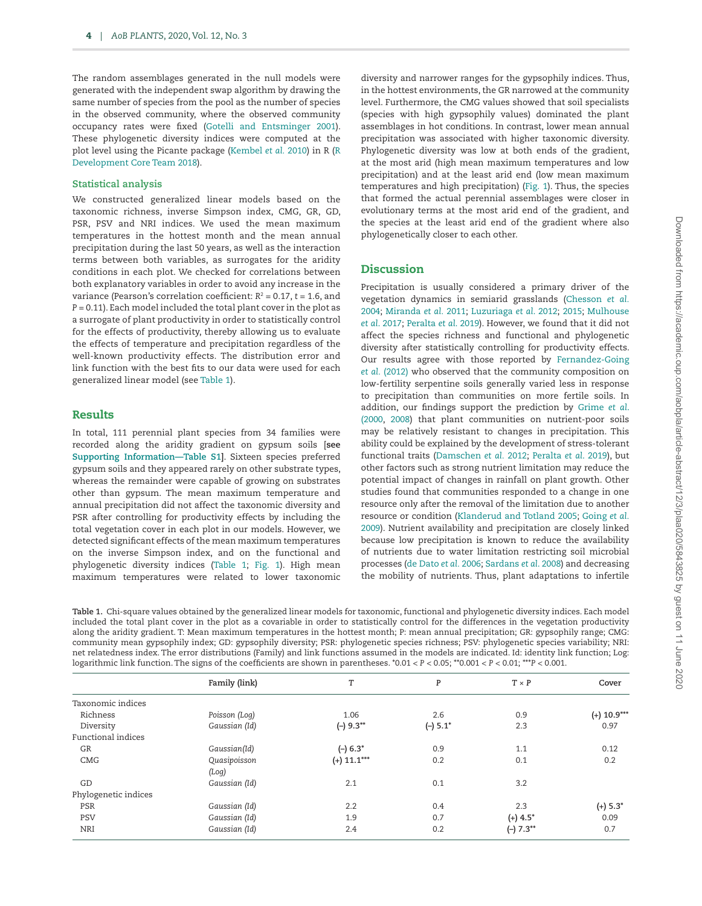The random assemblages generated in the null models were generated with the independent swap algorithm by drawing the same number of species from the pool as the number of species in the observed community, where the observed community occupancy rates were fixed (Gotelli and Entsminger 2001). These phylogenetic diversity indices were computed at the plot level using the Picante package (Kembel *et al.* 2010) in R (R Development Core Team 2018).

### Statistical analysis

We constructed generalized linear models based on the taxonomic richness, inverse Simpson index, CMG, GR, GD, PSR, PSV and NRI indices. We used the mean maximum temperatures in the hottest month and the mean annual precipitation during the last 50 years, as well as the interaction terms between both variables, as surrogates for the aridity conditions in each plot. We checked for correlations between both explanatory variables in order to avoid any increase in the variance (Pearson's correlation coefficient: $R^2 = 0.17$, $t = 1.6$, and $P = 0.11$). Each model included the total plant cover in the plot as a surrogate of plant productivity in order to statistically control for the effects of productivity, thereby allowing us to evaluate the effects of temperature and precipitation regardless of the well-known productivity effects. The distribution error and link function with the best fits to our data were used for each generalized linear model (see Table 1).

## Results

In total, 111 perennial plant species from 34 families were recorded along the aridity gradient on gypsum soils [**see Supporting Information—Table S1**]. Sixteen species preferred gypsum soils and they appeared rarely on other substrate types, whereas the remainder were capable of growing on substrates other than gypsum. The mean maximum temperature and annual precipitation did not affect the taxonomic diversity and PSR after controlling for productivity effects by including the total vegetation cover in each plot in our models. However, we detected significant effects of the mean maximum temperatures on the inverse Simpson index, and on the functional and phylogenetic diversity indices (Table 1; Fig. 1). High mean maximum temperatures were related to lower taxonomic diversity and narrower ranges for the gypsophily indices. Thus, in the hottest environments, the GR narrowed at the community level. Furthermore, the CMG values showed that soil specialists (species with high gypsophily values) dominated the plant assemblages in hot conditions. In contrast, lower mean annual precipitation was associated with higher taxonomic diversity. Phylogenetic diversity was low at both ends of the gradient, at the most arid (high mean maximum temperatures and low precipitation) and at the least arid end (low mean maximum temperatures and high precipitation) (Fig. 1). Thus, the species that formed the actual perennial assemblages were closer in evolutionary terms at the most arid end of the gradient, and the species at the least arid end of the gradient where also phylogenetically closer to each other.

## Discussion

Precipitation is usually considered a primary driver of the vegetation dynamics in semiarid grasslands (Chesson *et al.* 2004; Miranda *et al.* 2011; Luzuriaga *et al.* 2012; 2015; Mulhouse *et al.* 2017; Peralta *et al.* 2019). However, we found that it did not affect the species richness and functional and phylogenetic diversity after statistically controlling for productivity effects. Our results agree with those reported by Fernandez-Going *et al.* (2012) who observed that the community composition on low-fertility serpentine soils generally varied less in response to precipitation than communities on more fertile soils. In addition, our findings support the prediction by Grime *et al.* (2000, 2008) that plant communities on nutrient-poor soils may be relatively resistant to changes in precipitation. This ability could be explained by the development of stress-tolerant functional traits (Damschen *et al.* 2012; Peralta *et al.* 2019), but other factors such as strong nutrient limitation may reduce the potential impact of changes in rainfall on plant growth. Other studies found that communities responded to a change in one resource only after the removal of the limitation due to another resource or condition (Klanderud and Totland 2005; Going *et al.* 2009). Nutrient availability and precipitation are closely linked because low precipitation is known to reduce the availability of nutrients due to water limitation restricting soil microbial processes (de Dato *et al.* 2006; Sardans *et al.* 2008) and decreasing the mobility of nutrients. Thus, plant adaptations to infertile

**Table 1.** Chi-square values obtained by the generalized linear models for taxonomic, functional and phylogenetic diversity indices. Each model included the total plant cover in the plot as a covariable in order to statistically control for the differences in the vegetation productivity along the aridity gradient. T: Mean maximum temperatures in the hottest month; P: mean annual precipitation; GR: gypsophily range; CMG: community mean gypsophily index; GD: gypsophily diversity; PSR: phylogenetic species richness; PSV: phylogenetic species variability; NRI: net relatedness index. The error distributions (Family) and link functions assumed in the models are indicated. Id: identity link function; Log: logarithmic link function. The signs of the coefficients are shown in parentheses. *0.01 < $P$ < 0.05; **0.001 < $P$ < 0.01; ***$P$ < 0.001.

| | Family (link) | T | P | T × P | Cover |
|---|---|---|---|---|---|
| Taxonomic indices | | | | | |
| Richness | *Poisson (Log)* | 1.06 | 2.6 | 0.9 | **(+) 10.9*****|
| Diversity | *Gaussian (Id)* | **(−) 9.3**** | **(−) 5.1*** | 2.3 | 0.97 |
| Functional indices | | | | | |
| GR | *Gaussian(Id)* | **(−) 6.3*** | 0.9 | 1.1 | 0.12 |
| CMG | *Quasipoisson (Log)* | **(+) 11.1***** | 0.2 | 0.1 | 0.2 |
| GD | *Gaussian (Id)* | 2.1 | 0.1 | 3.2 | |
| Phylogenetic indices | | | | | |
| PSR | *Gaussian (Id)* | 2.2 | 0.4 | 2.3 | **(+) 5.3*** |
| PSV | *Gaussian (Id)* | 1.9 | 0.7 | **(+) 4.5*** | 0.09 |
| NRI | *Gaussian (Id)* | 2.4 | 0.2 | **(−) 7.3**** | 0.7 |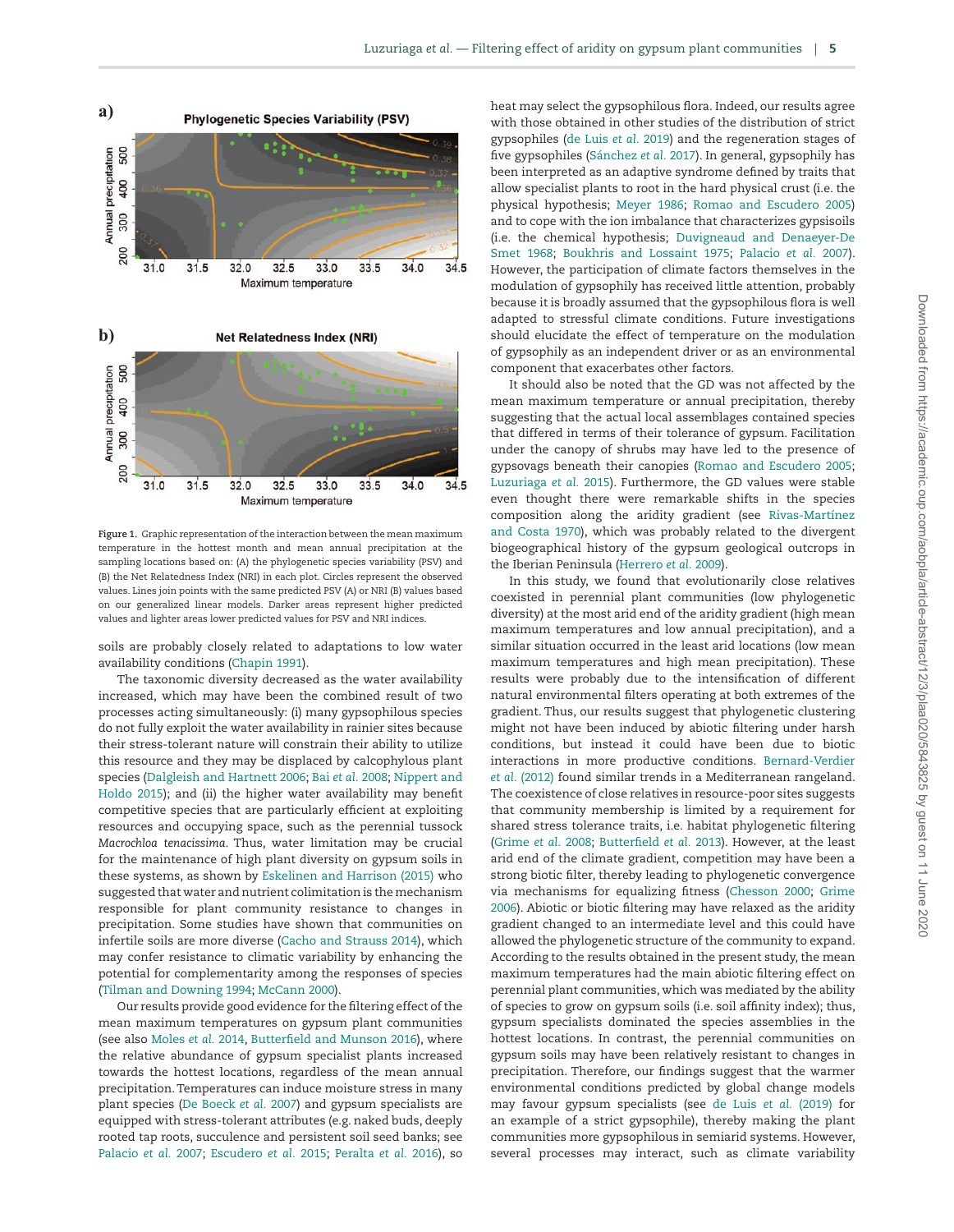Figure 1. Graphic representation of the interaction between the mean maximum temperature in the hottest month and mean annual precipitation at the sampling locations based on: (A) the phylogenetic species variability (PSV) and (B) the Net Relatedness Index (NRI) in each plot. Circles represent the observed values. Lines join points with the same predicted PSV (A) or NRI (B) values based on our generalized linear models. Darker areas represent higher predicted values and lighter areas lower predicted values for PSV and NRI indices.

soils are probably closely related to adaptations to low water availability conditions (Chapin 1991).

The taxonomic diversity decreased as the water availability increased, which may have been the combined result of two processes acting simultaneously: (i) many gypsophilous species do not fully exploit the water availability in rainier sites because their stress-tolerant nature will constrain their ability to utilize this resource and they may be displaced by calcophylous plant species (Dalgleish and Hartnett 2006; Bai et al. 2008; Nippert and Holdo 2015); and (ii) the higher water availability may benefit competitive species that are particularly efficient at exploiting resources and occupying space, such as the perennial tussock *Macrochloa tenacissima*. Thus, water limitation may be crucial for the maintenance of high plant diversity on gypsum soils in these systems, as shown by Eskelinen and Harrison (2015) who suggested that water and nutrient colimitation is the mechanism responsible for plant community resistance to changes in precipitation. Some studies have shown that communities on infertile soils are more diverse (Cacho and Strauss 2014), which may confer resistance to climatic variability by enhancing the potential for complementarity among the responses of species (Tilman and Downing 1994; McCann 2000).

Our results provide good evidence for the filtering effect of the mean maximum temperatures on gypsum plant communities (see also Moles et al. 2014, Butterfield and Munson 2016), where the relative abundance of gypsum specialist plants increased towards the hottest locations, regardless of the mean annual precipitation. Temperatures can induce moisture stress in many plant species (De Boeck et al. 2007) and gypsum specialists are equipped with stress-tolerant attributes (e.g. naked buds, deeply rooted tap roots, succulence and persistent soil seed banks; see Palacio et al. 2007; Escudero et al. 2015; Peralta et al. 2016), so heat may select the gypsophilous flora. Indeed, our results agree with those obtained in other studies of the distribution of strict gypsophiles (de Luis et al. 2019) and the regeneration stages of five gypsophiles (Sánchez et al. 2017). In general, gypsophily has been interpreted as an adaptive syndrome defined by traits that allow specialist plants to root in the hard physical crust (i.e. the physical hypothesis; Meyer 1986; Romao and Escudero 2005) and to cope with the ion imbalance that characterizes gypsisoils (i.e. the chemical hypothesis; Duvigneaud and Denaeyer-De Smet 1968; Boukhris and Lossaint 1975; Palacio et al. 2007). However, the participation of climate factors themselves in the modulation of gypsophily has received little attention, probably because it is broadly assumed that the gypsophilous flora is well adapted to stressful climate conditions. Future investigations should elucidate the effect of temperature on the modulation of gypsophily as an independent driver or as an environmental component that exacerbates other factors.

It should also be noted that the GD was not affected by the mean maximum temperature or annual precipitation, thereby suggesting that the actual local assemblages contained species that differed in terms of their tolerance of gypsum. Facilitation under the canopy of shrubs may have led to the presence of gypsovags beneath their canopies (Romao and Escudero 2005; Luzuriaga et al. 2015). Furthermore, the GD values were stable even thought there were remarkable shifts in the species composition along the aridity gradient (see Rivas-Martínez and Costa 1970), which was probably related to the divergent biogeographical history of the gypsum geological outcrops in the Iberian Peninsula (Herrero et al. 2009).

In this study, we found that evolutionarily close relatives coexisted in perennial plant communities (low phylogenetic diversity) at the most arid end of the aridity gradient (high mean maximum temperatures and low annual precipitation), and a similar situation occurred in the least arid locations (low mean maximum temperatures and high mean precipitation). These results were probably due to the intensification of different natural environmental filters operating at both extremes of the gradient. Thus, our results suggest that phylogenetic clustering might not have been induced by abiotic filtering under harsh conditions, but instead it could have been due to biotic interactions in more productive conditions. Bernard-Verdier et al. (2012) found similar trends in a Mediterranean rangeland. The coexistence of close relatives in resource-poor sites suggests that community membership is limited by a requirement for shared stress tolerance traits, i.e. habitat phylogenetic filtering (Grime et al. 2008; Butterfield et al. 2013). However, at the least arid end of the climate gradient, competition may have been a strong biotic filter, thereby leading to phylogenetic convergence via mechanisms for equalizing fitness (Chesson 2000; Grime 2006). Abiotic or biotic filtering may have relaxed as the aridity gradient changed to an intermediate level and this could have allowed the phylogenetic structure of the community to expand. According to the results obtained in the present study, the mean maximum temperatures had the main abiotic filtering effect on perennial plant communities, which was mediated by the ability of species to grow on gypsum soils (i.e. soil affinity index); thus, gypsum specialists dominated the species assemblies in the hottest locations. In contrast, the perennial communities on gypsum soils may have been relatively resistant to changes in precipitation. Therefore, our findings suggest that the warmer environmental conditions predicted by global change models may favour gypsum specialists (see de Luis et al. (2019) for an example of a strict gypsophile), thereby making the plant communities more gypsophilous in semiarid systems. However, several processes may interact, such as climate variability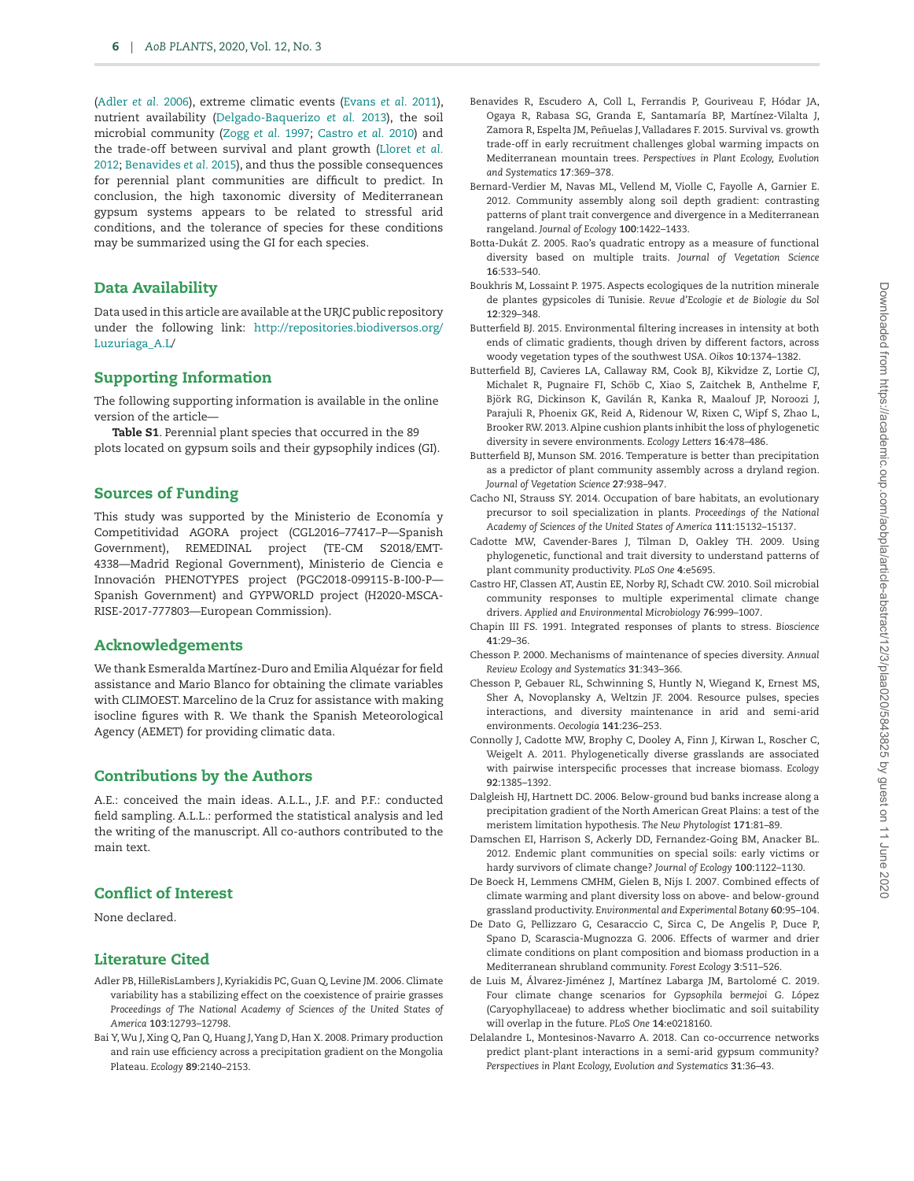(Adler *et al.* 2006), extreme climatic events (Evans *et al.* 2011), nutrient availability (Delgado-Baquerizo *et al.* 2013), the soil microbial community (Zogg *et al.* 1997; Castro *et al.* 2010) and the trade-off between survival and plant growth (Lloret *et al.* 2012; Benavides *et al.* 2015), and thus the possible consequences for perennial plant communities are difficult to predict. In conclusion, the high taxonomic diversity of Mediterranean gypsum systems appears to be related to stressful arid conditions, and the tolerance of species for these conditions may be summarized using the GI for each species.

## Data Availability

Data used in this article are available at the URJC public repository under the following link: http://repositories.biodiversos.org/Luzuriaga_A.L/

## Supporting Information

The following supporting information is available in the online version of the article—

**Table S1**. Perennial plant species that occurred in the 89 plots located on gypsum soils and their gypsophily indices (GI).

## Sources of Funding

This study was supported by the Ministerio de Economía y Competitividad AGORA project (CGL2016–77417–P—Spanish Government), REMEDINAL project (TE-CM S2018/EMT-4338—Madrid Regional Government), Ministerio de Ciencia e Innovación PHENOTYPES project (PGC2018-099115-B-I00-P—Spanish Government) and GYPWORLD project (H2020-MSCA-RISE-2017-777803—European Commission).

## Acknowledgements

We thank Esmeralda Martínez-Duro and Emilia Alquézar for field assistance and Mario Blanco for obtaining the climate variables with CLIMOEST. Marcelino de la Cruz for assistance with making isocline figures with R. We thank the Spanish Meteorological Agency (AEMET) for providing climatic data.

## Contributions by the Authors

A.E.: conceived the main ideas. A.L.L., J.F. and P.F.: conducted field sampling. A.L.L.: performed the statistical analysis and led the writing of the manuscript. All co-authors contributed to the main text.

## Conflict of Interest

None declared.

## Literature Cited

Adler PB, HilleRisLambers J, Kyriakidis PC, Guan Q, Levine JM. 2006. Climate variability has a stabilizing effect on the coexistence of prairie grasses *Proceedings of The National Academy of Sciences of the United States of America* **103**:12793–12798.

Bai Y, Wu J, Xing Q, Pan Q, Huang J, Yang D, Han X. 2008. Primary production and rain use efficiency across a precipitation gradient on the Mongolia Plateau. *Ecology* **89**:2140–2153.

Benavides R, Escudero A, Coll L, Ferrandis P, Gouriveau F, Hódar JA, Ogaya R, Rabasa SG, Granda E, Santamaría BP, Martínez-Vilalta J, Zamora R, Espelta JM, Peñuelas J, Valladares F. 2015. Survival vs. growth trade-off in early recruitment challenges global warming impacts on Mediterranean mountain trees. *Perspectives in Plant Ecology, Evolution and Systematics* **17**:369–378.

Bernard-Verdier M, Navas ML, Vellend M, Violle C, Fayolle A, Garnier E. 2012. Community assembly along soil depth gradient: contrasting patterns of plant trait convergence and divergence in a Mediterranean rangeland. *Journal of Ecology* **100**:1422–1433.

Botta-Dukát Z. 2005. Rao's quadratic entropy as a measure of functional diversity based on multiple traits. *Journal of Vegetation Science* **16**:533–540.

Boukhris M, Lossaint P. 1975. Aspects ecologiques de la nutrition minerale de plantes gypsicoles di Tunisie. *Revue d'Ecologie et de Biologie du Sol* **12**:329–348.

Butterfield BJ. 2015. Environmental filtering increases in intensity at both ends of climatic gradients, though driven by different factors, across woody vegetation types of the southwest USA. *Oikos* **10**:1374–1382.

Butterfield BJ, Cavieres LA, Callaway RM, Cook BJ, Kikvidze Z, Lortie CJ, Michalet R, Pugnaire FI, Schöb C, Xiao S, Zaitchek B, Anthelme F, Björk RG, Dickinson K, Gavilán R, Kanka R, Maalouf JP, Noroozi J, Parajuli R, Phoenix GK, Reid A, Ridenour W, Rixen C, Wipf S, Zhao L, Brooker RW. 2013. Alpine cushion plants inhibit the loss of phylogenetic diversity in severe environments. *Ecology Letters* **16**:478–486.

Butterfield BJ, Munson SM. 2016. Temperature is better than precipitation as a predictor of plant community assembly across a dryland region. *Journal of Vegetation Science* **27**:938–947.

Cacho NI, Strauss SY. 2014. Occupation of bare habitats, an evolutionary precursor to soil specialization in plants. *Proceedings of the National Academy of Sciences of the United States of America* **111**:15132–15137.

Cadotte MW, Cavender-Bares J, Tilman D, Oakley TH. 2009. Using phylogenetic, functional and trait diversity to understand patterns of plant community productivity. *PLoS One* **4**:e5695.

Castro HF, Classen AT, Austin EE, Norby RJ, Schadt CW. 2010. Soil microbial community responses to multiple experimental climate change drivers. *Applied and Environmental Microbiology* **76**:999–1007.

Chapin III FS. 1991. Integrated responses of plants to stress. *Bioscience* **41**:29–36.

Chesson P. 2000. Mechanisms of maintenance of species diversity. *Annual Review Ecology and Systematics* **31**:343–366.

Chesson P, Gebauer RL, Schwinning S, Huntly N, Wiegand K, Ernest MS, Sher A, Novoplansky A, Weltzin JF. 2004. Resource pulses, species interactions, and diversity maintenance in arid and semi-arid environments. *Oecologia* **141**:236–253.

Connolly J, Cadotte MW, Brophy C, Dooley A, Finn J, Kirwan L, Roscher C, Weigelt A. 2011. Phylogenetically diverse grasslands are associated with pairwise interspecific processes that increase biomass. *Ecology* **92**:1385–1392.

Dalgleish HJ, Hartnett DC. 2006. Below-ground bud banks increase along a precipitation gradient of the North American Great Plains: a test of the meristem limitation hypothesis. *The New Phytologist* **171**:81–89.

Damschen EI, Harrison S, Ackerly DD, Fernandez-Going BM, Anacker BL. 2012. Endemic plant communities on special soils: early victims or hardy survivors of climate change? *Journal of Ecology* **100**:1122–1130.

De Boeck H, Lemmens CMHM, Gielen B, Nijs I. 2007. Combined effects of climate warming and plant diversity loss on above- and below-ground grassland productivity. *Environmental and Experimental Botany* **60**:95–104.

De Dato G, Pellizzaro G, Cesaraccio C, Sirca C, De Angelis P, Duce P, Spano D, Scarascia-Mugnozza G. 2006. Effects of warmer and drier climate conditions on plant composition and biomass production in a Mediterranean shrubland community. *Forest Ecology* **3**:511–526.

de Luis M, Álvarez-Jiménez J, Martínez Labarga JM, Bartolomé C. 2019. Four climate change scenarios for *Gypsophila bermejoi* G. López (Caryophyllaceae) to address whether bioclimatic and soil suitability will overlap in the future. *PLoS One* **14**:e0218160.

Delalandre L, Montesinos-Navarro A. 2018. Can co-occurrence networks predict plant-plant interactions in a semi-arid gypsum community? *Perspectives in Plant Ecology, Evolution and Systematics* **31**:36–43.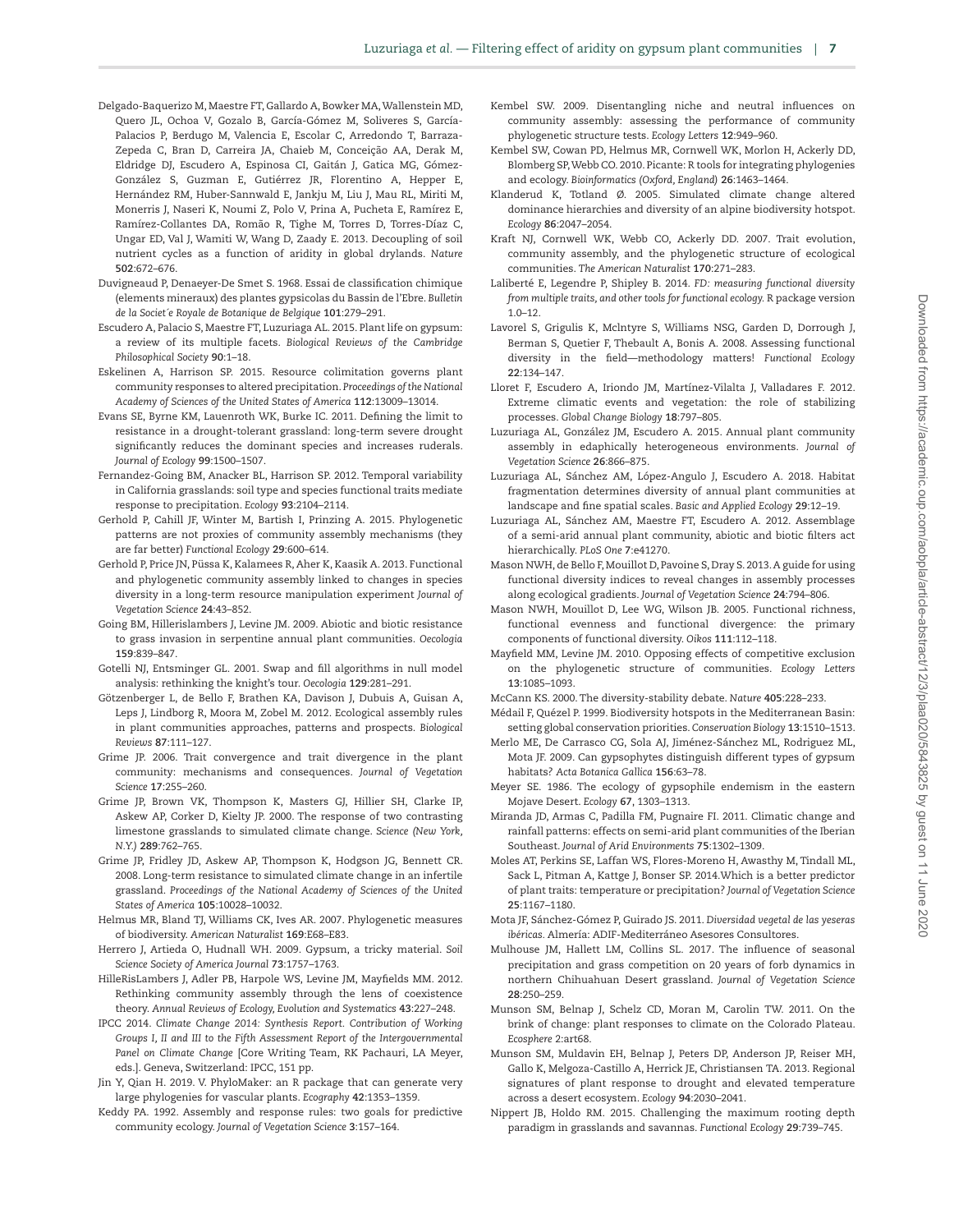Delgado-Baquerizo M, Maestre FT, Gallardo A, Bowker MA, Wallenstein MD, Quero JL, Ochoa V, Gozalo B, García-Gómez M, Soliveres S, García-Palacios P, Berdugo M, Valencia E, Escolar C, Arredondo T, Barraza-Zepeda C, Bran D, Carreira JA, Chaieb M, Conceição AA, Derak M, Eldridge DJ, Escudero A, Espinosa CI, Gaitán J, Gatica MG, Gómez-González S, Guzman E, Gutiérrez JR, Florentino A, Hepper E, Hernández RM, Huber-Sannwald E, Jankju M, Liu J, Mau RL, Miriti M, Monerris J, Naseri K, Noumi Z, Polo V, Prina A, Pucheta E, Ramírez E, Ramírez-Collantes DA, Romão R, Tighe M, Torres D, Torres-Díaz C, Ungar ED, Val J, Wamiti W, Wang D, Zaady E. 2013. Decoupling of soil nutrient cycles as a function of aridity in global drylands. *Nature* **502**:672–676.

Duvigneaud P, Denaeyer-De Smet S. 1968. Essai de classification chimique (elements mineraux) des plantes gypsicolas du Bassin de l'Ebre. *Bulletin de la Societ´e Royale de Botanique de Belgique* **101**:279–291.

Escudero A, Palacio S, Maestre FT, Luzuriaga AL. 2015. Plant life on gypsum: a review of its multiple facets. *Biological Reviews of the Cambridge Philosophical Society* **90**:1–18.

Eskelinen A, Harrison SP. 2015. Resource colimitation governs plant community responses to altered precipitation. *Proceedings of the National Academy of Sciences of the United States of America* **112**:13009–13014.

Evans SE, Byrne KM, Lauenroth WK, Burke IC. 2011. Defining the limit to resistance in a drought-tolerant grassland: long-term severe drought significantly reduces the dominant species and increases ruderals. *Journal of Ecology* **99**:1500–1507.

Fernandez-Going BM, Anacker BL, Harrison SP. 2012. Temporal variability in California grasslands: soil type and species functional traits mediate response to precipitation. *Ecology* **93**:2104–2114.

Gerhold P, Cahill JF, Winter M, Bartish I, Prinzing A. 2015. Phylogenetic patterns are not proxies of community assembly mechanisms (they are far better) *Functional Ecology* **29**:600–614.

Gerhold P, Price JN, Püssa K, Kalamees R, Aher K, Kaasik A. 2013. Functional and phylogenetic community assembly linked to changes in species diversity in a long-term resource manipulation experiment *Journal of Vegetation Science* **24**:43–852.

Going BM, Hillerislambers J, Levine JM. 2009. Abiotic and biotic resistance to grass invasion in serpentine annual plant communities. *Oecologia* **159**:839–847.

Gotelli NJ, Entsminger GL. 2001. Swap and fill algorithms in null model analysis: rethinking the knight's tour. *Oecologia* **129**:281–291.

Götzenberger L, de Bello F, Brathen KA, Davison J, Dubuis A, Guisan A, Leps J, Lindborg R, Moora M, Zobel M. 2012. Ecological assembly rules in plant communities approaches, patterns and prospects. *Biological Reviews* **87**:111–127.

Grime JP. 2006. Trait convergence and trait divergence in the plant community: mechanisms and consequences. *Journal of Vegetation Science* **17**:255–260.

Grime JP, Brown VK, Thompson K, Masters GJ, Hillier SH, Clarke IP, Askew AP, Corker D, Kielty JP. 2000. The response of two contrasting limestone grasslands to simulated climate change. *Science (New York, N.Y.)* **289**:762–765.

Grime JP, Fridley JD, Askew AP, Thompson K, Hodgson JG, Bennett CR. 2008. Long-term resistance to simulated climate change in an infertile grassland. *Proceedings of the National Academy of Sciences of the United States of America* **105**:10028–10032.

Helmus MR, Bland TJ, Williams CK, Ives AR. 2007. Phylogenetic measures of biodiversity. *American Naturalist* **169**:E68–E83.

Herrero J, Artieda O, Hudnall WH. 2009. Gypsum, a tricky material. *Soil Science Society of America Journal* **73**:1757–1763.

HilleRisLambers J, Adler PB, Harpole WS, Levine JM, Mayfields MM. 2012. Rethinking community assembly through the lens of coexistence theory. *Annual Reviews of Ecology, Evolution and Systematics* **43**:227–248.

IPCC 2014. *Climate Change 2014: Synthesis Report. Contribution of Working Groups I, II and III to the Fifth Assessment Report of the Intergovernmental Panel on Climate Change* [Core Writing Team, RK Pachauri, LA Meyer, eds.]. Geneva, Switzerland: IPCC, 151 pp.

Jin Y, Qian H. 2019. V. PhyloMaker: an R package that can generate very large phylogenies for vascular plants. *Ecography* **42**:1353–1359.

Keddy PA. 1992. Assembly and response rules: two goals for predictive community ecology. *Journal of Vegetation Science* **3**:157–164.

Kembel SW. 2009. Disentangling niche and neutral influences on community assembly: assessing the performance of community phylogenetic structure tests. *Ecology Letters* **12**:949–960.

Kembel SW, Cowan PD, Helmus MR, Cornwell WK, Morlon H, Ackerly DD, Blomberg SP, Webb CO. 2010. Picante: R tools for integrating phylogenies and ecology. *Bioinformatics (Oxford, England)* **26**:1463–1464.

Klanderud K, Totland Ø. 2005. Simulated climate change altered dominance hierarchies and diversity of an alpine biodiversity hotspot. *Ecology* **86**:2047–2054.

Kraft NJ, Cornwell WK, Webb CO, Ackerly DD. 2007. Trait evolution, community assembly, and the phylogenetic structure of ecological communities. *The American Naturalist* **170**:271–283.

Laliberté E, Legendre P, Shipley B. 2014. *FD: measuring functional diversity from multiple traits, and other tools for functional ecology.* R package version 1.0–12.

Lavorel S, Grigulis K, Mclntyre S, Williams NSG, Garden D, Dorrough J, Berman S, Quetier F, Thebault A, Bonis A. 2008. Assessing functional diversity in the field—methodology matters! *Functional Ecology* **22**:134–147.

Lloret F, Escudero A, Iriondo JM, Martínez-Vilalta J, Valladares F. 2012. Extreme climatic events and vegetation: the role of stabilizing processes. *Global Change Biology* **18**:797–805.

Luzuriaga AL, González JM, Escudero A. 2015. Annual plant community assembly in edaphically heterogeneous environments. *Journal of Vegetation Science* **26**:866–875.

Luzuriaga AL, Sánchez AM, López-Angulo J, Escudero A. 2018. Habitat fragmentation determines diversity of annual plant communities at landscape and fine spatial scales. *Basic and Applied Ecology* **29**:12–19.

Luzuriaga AL, Sánchez AM, Maestre FT, Escudero A. 2012. Assemblage of a semi-arid annual plant community, abiotic and biotic filters act hierarchically. *PLoS One* **7**:e41270.

Mason NWH, de Bello F, Mouillot D, Pavoine S, Dray S. 2013. A guide for using functional diversity indices to reveal changes in assembly processes along ecological gradients. *Journal of Vegetation Science* **24**:794–806.

Mason NWH, Mouillot D, Lee WG, Wilson JB. 2005. Functional richness, functional evenness and functional divergence: the primary components of functional diversity. *Oikos* **111**:112–118.

Mayfield MM, Levine JM. 2010. Opposing effects of competitive exclusion on the phylogenetic structure of communities. *Ecology Letters* **13**:1085–1093.

McCann KS. 2000. The diversity-stability debate. *Nature* **405**:228–233.

Médail F, Quézel P. 1999. Biodiversity hotspots in the Mediterranean Basin: setting global conservation priorities. *Conservation Biology* **13**:1510–1513.

Merlo ME, De Carrasco CG, Sola AJ, Jiménez-Sánchez ML, Rodriguez ML, Mota JF. 2009. Can gypsophytes distinguish different types of gypsum habitats? *Acta Botanica Gallica* **156**:63–78.

Meyer SE. 1986. The ecology of gypsophile endemism in the eastern Mojave Desert. *Ecology* **67**, 1303–1313.

Miranda JD, Armas C, Padilla FM, Pugnaire FI. 2011. Climatic change and rainfall patterns: effects on semi-arid plant communities of the Iberian Southeast. *Journal of Arid Environments* **75**:1302–1309.

Moles AT, Perkins SE, Laffan WS, Flores-Moreno H, Awasthy M, Tindall ML, Sack L, Pitman A, Kattge J, Bonser SP. 2014.Which is a better predictor of plant traits: temperature or precipitation? *Journal of Vegetation Science* **25**:1167–1180.

Mota JF, Sánchez-Gómez P, Guirado JS. 2011. *Diversidad vegetal de las yeseras ibéricas*. Almería: ADIF-Mediterráneo Asesores Consultores.

Mulhouse JM, Hallett LM, Collins SL. 2017. The influence of seasonal precipitation and grass competition on 20 years of forb dynamics in northern Chihuahuan Desert grassland. *Journal of Vegetation Science* **28**:250–259.

Munson SM, Belnap J, Schelz CD, Moran M, Carolin TW. 2011. On the brink of change: plant responses to climate on the Colorado Plateau. *Ecosphere* 2:art68.

Munson SM, Muldavin EH, Belnap J, Peters DP, Anderson JP, Reiser MH, Gallo K, Melgoza-Castillo A, Herrick JE, Christiansen TA. 2013. Regional signatures of plant response to drought and elevated temperature across a desert ecosystem. *Ecology* **94**:2030–2041.

Nippert JB, Holdo RM. 2015. Challenging the maximum rooting depth paradigm in grasslands and savannas. *Functional Ecology* **29**:739–745.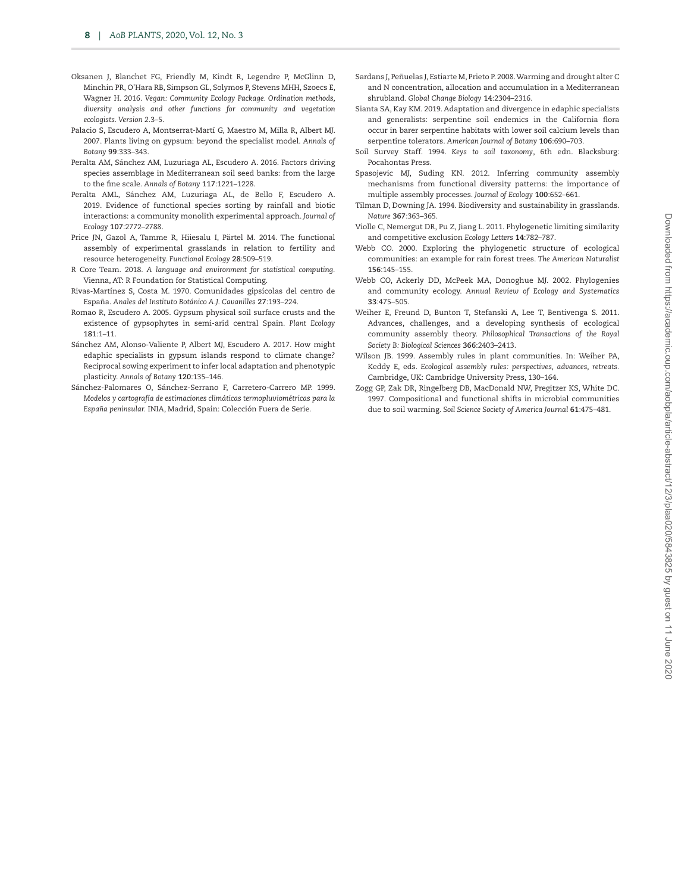Oksanen J, Blanchet FG, Friendly M, Kindt R, Legendre P, McGlinn D, Minchin PR, O'Hara RB, Simpson GL, Solymos P, Stevens MHH, Szoecs E, Wagner H. 2016. *Vegan: Community Ecology Package. Ordination methods, diversity analysis and other functions for community and vegetation ecologists. Version 2.3–5.*

Palacio S, Escudero A, Montserrat-Martí G, Maestro M, Milla R, Albert MJ. 2007. Plants living on gypsum: beyond the specialist model. *Annals of Botany* **99**:333–343.

Peralta AM, Sánchez AM, Luzuriaga AL, Escudero A. 2016. Factors driving species assemblage in Mediterranean soil seed banks: from the large to the fine scale. *Annals of Botany* **117**:1221–1228.

Peralta AML, Sánchez AM, Luzuriaga AL, de Bello F, Escudero A. 2019. Evidence of functional species sorting by rainfall and biotic interactions: a community monolith experimental approach. *Journal of Ecology* **107**:2772–2788.

Price JN, Gazol A, Tamme R, Hiiesalu I, Pärtel M. 2014. The functional assembly of experimental grasslands in relation to fertility and resource heterogeneity. *Functional Ecology* **28**:509–519.

R Core Team. 2018. *A language and environment for statistical computing.* Vienna, AT: R Foundation for Statistical Computing.

Rivas-Martínez S, Costa M. 1970. Comunidades gipsícolas del centro de España. *Anales del Instituto Botánico A.J. Cavanilles* **27**:193–224.

Romao R, Escudero A. 2005. Gypsum physical soil surface crusts and the existence of gypsophytes in semi-arid central Spain. *Plant Ecology* **181**:1–11.

Sánchez AM, Alonso-Valiente P, Albert MJ, Escudero A. 2017. How might edaphic specialists in gypsum islands respond to climate change? Reciprocal sowing experiment to infer local adaptation and phenotypic plasticity. *Annals of Botany* **120**:135–146.

Sánchez-Palomares O, Sánchez-Serrano F, Carretero-Carrero MP. 1999. *Modelos y cartografía de estimaciones climáticas termopluviométricas para la España peninsular.* INIA, Madrid, Spain: Colección Fuera de Serie.

Sardans J, Peñuelas J, Estiarte M, Prieto P. 2008. Warming and drought alter C and N concentration, allocation and accumulation in a Mediterranean shrubland. *Global Change Biology* **14**:2304–2316.

Sianta SA, Kay KM. 2019. Adaptation and divergence in edaphic specialists and generalists: serpentine soil endemics in the California flora occur in barer serpentine habitats with lower soil calcium levels than serpentine tolerators. *American Journal of Botany* **106**:690–703.

Soil Survey Staff. 1994. *Keys to soil taxonomy*, 6th edn. Blacksburg: Pocahontas Press.

Spasojevic MJ, Suding KN. 2012. Inferring community assembly mechanisms from functional diversity patterns: the importance of multiple assembly processes. *Journal of Ecology* **100**:652–661.

Tilman D, Downing JA. 1994. Biodiversity and sustainability in grasslands. *Nature* **367**:363–365.

Violle C, Nemergut DR, Pu Z, Jiang L. 2011. Phylogenetic limiting similarity and competitive exclusion *Ecology Letters* **14**:782–787.

Webb CO. 2000. Exploring the phylogenetic structure of ecological communities: an example for rain forest trees. *The American Naturalist* **156**:145–155.

Webb CO, Ackerly DD, McPeek MA, Donoghue MJ. 2002. Phylogenies and community ecology. *Annual Review of Ecology and Systematics* **33**:475–505.

Weiher E, Freund D, Bunton T, Stefanski A, Lee T, Bentivenga S. 2011. Advances, challenges, and a developing synthesis of ecological community assembly theory. *Philosophical Transactions of the Royal Society B: Biological Sciences* **366**:2403–2413.

Wilson JB. 1999. Assembly rules in plant communities. In: Weiher PA, Keddy E, eds. *Ecological assembly rules: perspectives, advances, retreats.* Cambridge, UK: Cambridge University Press, 130–164.

Zogg GP, Zak DR, Ringelberg DB, MacDonald NW, Pregitzer KS, White DC. 1997. Compositional and functional shifts in microbial communities due to soil warming. *Soil Science Society of America Journal* **61**:475–481.